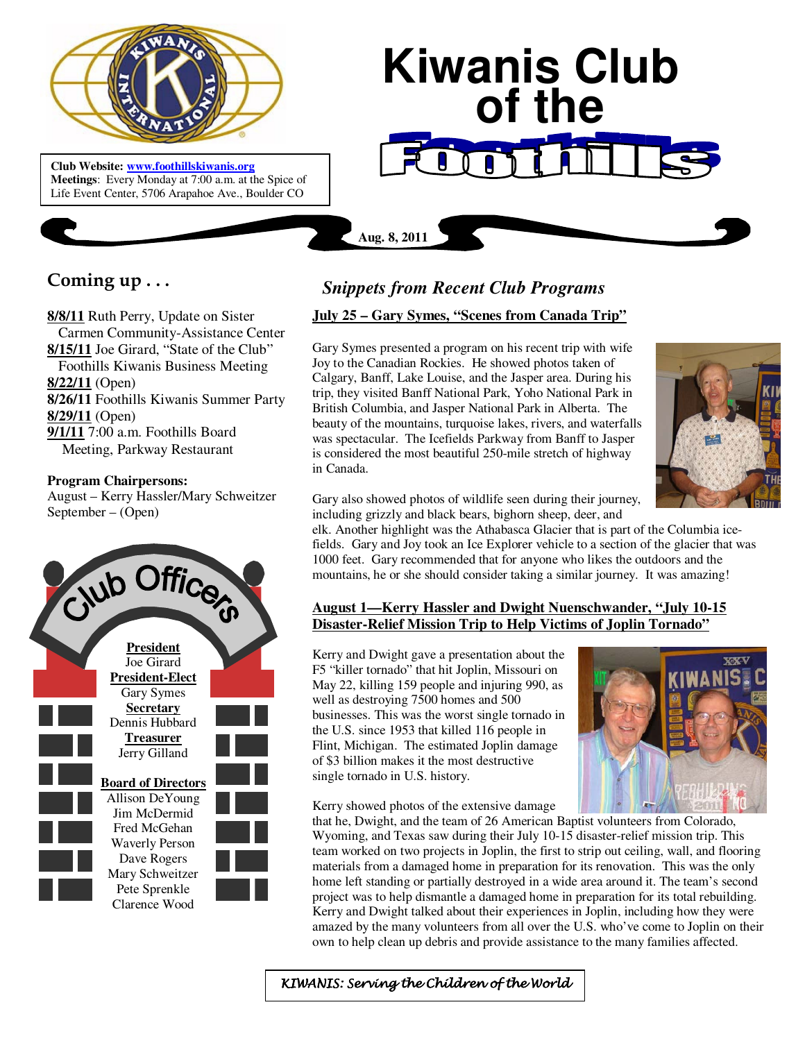# Kiwanis Club of the Foothills

**Club Website:** www.foothillskiwanis.org
**Meetings**: Every Monday at 7:00 a.m. at the Spice of Life Event Center, 5706 Arapahoe Ave., Boulder CO

**Aug. 8, 2011**

## Coming up . . .

**8/8/11** Ruth Perry, Update on Sister Carmen Community-Assistance Center
**8/15/11** Joe Girard, "State of the Club" Foothills Kiwanis Business Meeting
**8/22/11** (Open)
**8/26/11** Foothills Kiwanis Summer Party
**8/29/11** (Open)
**9/1/11** 7:00 a.m. Foothills Board Meeting, Parkway Restaurant

**Program Chairpersons:**
August – Kerry Hassler/Mary Schweitzer
September – (Open)

## Club Officers

**President**
Joe Girard

**President-Elect**
Gary Symes

**Secretary**
Dennis Hubbard

**Treasurer**
Jerry Gilland

**Board of Directors**
Allison DeYoung
Jim McDermid
Fred McGehan
Waverly Person
Dave Rogers
Mary Schweitzer
Pete Sprenkle
Clarence Wood

## *Snippets from Recent Club Programs*

### July 25 – Gary Symes, "Scenes from Canada Trip"

Gary Symes presented a program on his recent trip with wife Joy to the Canadian Rockies. He showed photos taken of Calgary, Banff, Lake Louise, and the Jasper area. During his trip, they visited Banff National Park, Yoho National Park in British Columbia, and Jasper National Park in Alberta. The beauty of the mountains, turquoise lakes, rivers, and waterfalls was spectacular. The Icefields Parkway from Banff to Jasper is considered the most beautiful 250-mile stretch of highway in Canada.

Gary also showed photos of wildlife seen during their journey, including grizzly and black bears, bighorn sheep, deer, and elk. Another highlight was the Athabasca Glacier that is part of the Columbia ice-fields. Gary and Joy took an Ice Explorer vehicle to a section of the glacier that was 1000 feet. Gary recommended that for anyone who likes the outdoors and the mountains, he or she should consider taking a similar journey. It was amazing!

### August 1—Kerry Hassler and Dwight Nuenschwander, "July 10-15 Disaster-Relief Mission Trip to Help Victims of Joplin Tornado"

Kerry and Dwight gave a presentation about the F5 "killer tornado" that hit Joplin, Missouri on May 22, killing 159 people and injuring 990, as well as destroying 7500 homes and 500 businesses. This was the worst single tornado in the U.S. since 1953 that killed 116 people in Flint, Michigan. The estimated Joplin damage of $3 billion makes it the most destructive single tornado in U.S. history.

Kerry showed photos of the extensive damage that he, Dwight, and the team of 26 American Baptist volunteers from Colorado, Wyoming, and Texas saw during their July 10-15 disaster-relief mission trip. This team worked on two projects in Joplin, the first to strip out ceiling, wall, and flooring materials from a damaged home in preparation for its renovation. This was the only home left standing or partially destroyed in a wide area around it. The team's second project was to help dismantle a damaged home in preparation for its total rebuilding. Kerry and Dwight talked about their experiences in Joplin, including how they were amazed by the many volunteers from all over the U.S. who've come to Joplin on their own to help clean up debris and provide assistance to the many families affected.

*KIWANIS: Serving the Children of the World*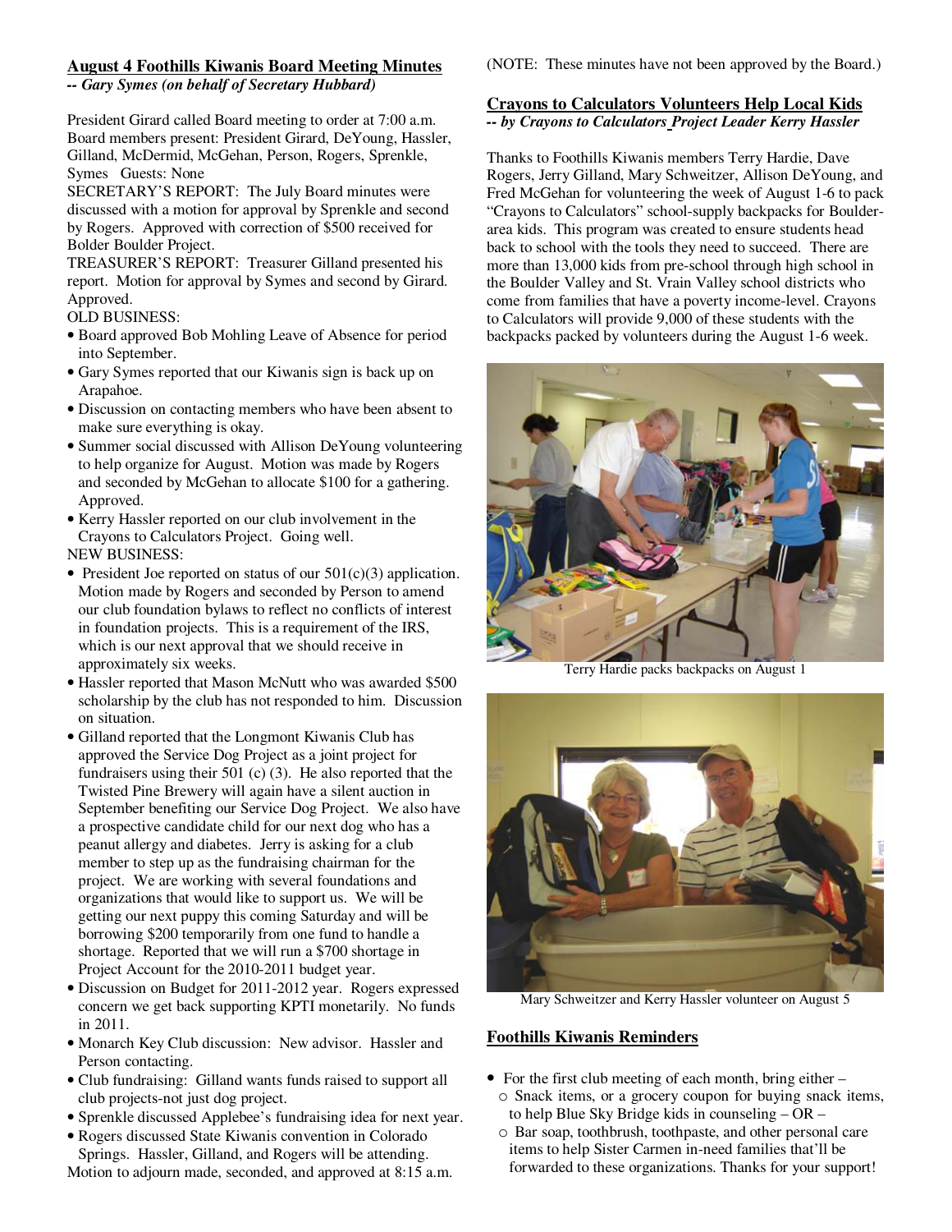## August 4 Foothills Kiwanis Board Meeting Minutes

***-- Gary Symes (on behalf of Secretary Hubbard)***

President Girard called Board meeting to order at 7:00 a.m. Board members present: President Girard, DeYoung, Hassler, Gilland, McDermid, McGehan, Person, Rogers, Sprenkle, Symes  Guests: None

SECRETARY'S REPORT: The July Board minutes were discussed with a motion for approval by Sprenkle and second by Rogers. Approved with correction of $500 received for Bolder Boulder Project.

TREASURER'S REPORT: Treasurer Gilland presented his report. Motion for approval by Symes and second by Girard. Approved.

OLD BUSINESS:

- Board approved Bob Mohling Leave of Absence for period into September.
- Gary Symes reported that our Kiwanis sign is back up on Arapahoe.
- Discussion on contacting members who have been absent to make sure everything is okay.
- Summer social discussed with Allison DeYoung volunteering to help organize for August. Motion was made by Rogers and seconded by McGehan to allocate $100 for a gathering. Approved.
- Kerry Hassler reported on our club involvement in the Crayons to Calculators Project. Going well.

NEW BUSINESS:

- President Joe reported on status of our 501(c)(3) application. Motion made by Rogers and seconded by Person to amend our club foundation bylaws to reflect no conflicts of interest in foundation projects. This is a requirement of the IRS, which is our next approval that we should receive in approximately six weeks.
- Hassler reported that Mason McNutt who was awarded $500 scholarship by the club has not responded to him. Discussion on situation.
- Gilland reported that the Longmont Kiwanis Club has approved the Service Dog Project as a joint project for fundraisers using their 501 (c) (3). He also reported that the Twisted Pine Brewery will again have a silent auction in September benefiting our Service Dog Project. We also have a prospective candidate child for our next dog who has a peanut allergy and diabetes. Jerry is asking for a club member to step up as the fundraising chairman for the project. We are working with several foundations and organizations that would like to support us. We will be getting our next puppy this coming Saturday and will be borrowing $200 temporarily from one fund to handle a shortage. Reported that we will run a $700 shortage in Project Account for the 2010-2011 budget year.
- Discussion on Budget for 2011-2012 year. Rogers expressed concern we get back supporting KPTI monetarily. No funds in 2011.
- Monarch Key Club discussion: New advisor. Hassler and Person contacting.
- Club fundraising: Gilland wants funds raised to support all club projects-not just dog project.
- Sprenkle discussed Applebee's fundraising idea for next year.
- Rogers discussed State Kiwanis convention in Colorado Springs. Hassler, Gilland, and Rogers will be attending.

Motion to adjourn made, seconded, and approved at 8:15 a.m.

(NOTE: These minutes have not been approved by the Board.)

## Crayons to Calculators Volunteers Help Local Kids

***-- by Crayons to Calculators Project Leader Kerry Hassler***

Thanks to Foothills Kiwanis members Terry Hardie, Dave Rogers, Jerry Gilland, Mary Schweitzer, Allison DeYoung, and Fred McGehan for volunteering the week of August 1-6 to pack "Crayons to Calculators" school-supply backpacks for Boulder-area kids. This program was created to ensure students head back to school with the tools they need to succeed. There are more than 13,000 kids from pre-school through high school in the Boulder Valley and St. Vrain Valley school districts who come from families that have a poverty income-level. Crayons to Calculators will provide 9,000 of these students with the backpacks packed by volunteers during the August 1-6 week.

Terry Hardie packs backpacks on August 1

Mary Schweitzer and Kerry Hassler volunteer on August 5

## Foothills Kiwanis Reminders

- For the first club meeting of each month, bring either –
  - Snack items, or a grocery coupon for buying snack items, to help Blue Sky Bridge kids in counseling – OR –
  - Bar soap, toothbrush, toothpaste, and other personal care items to help Sister Carmen in-need families that'll be forwarded to these organizations. Thanks for your support!